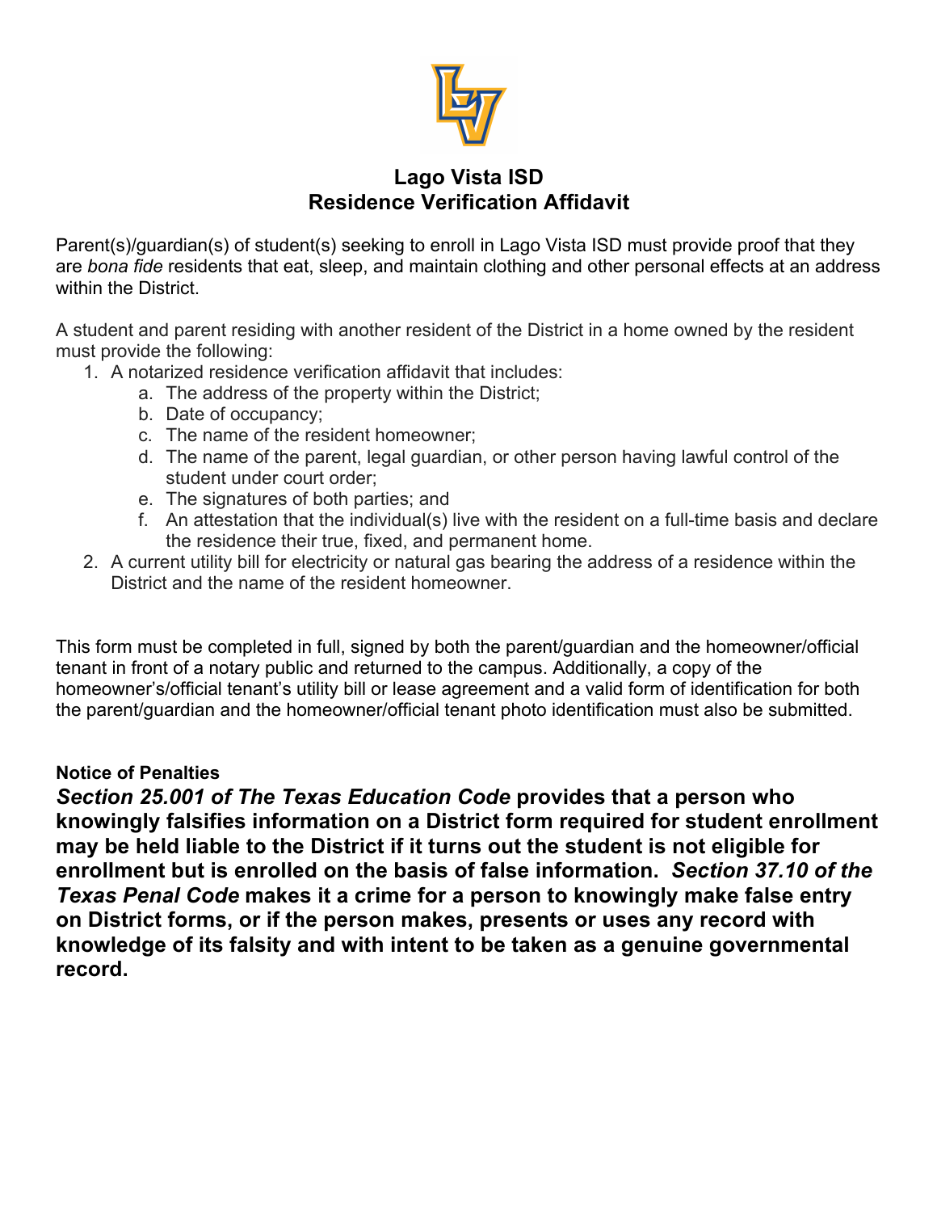# Lago Vista ISD
# Residence Verification Affidavit

Parent(s)/guardian(s) of student(s) seeking to enroll in Lago Vista ISD must provide proof that they are *bona fide* residents that eat, sleep, and maintain clothing and other personal effects at an address within the District.

A student and parent residing with another resident of the District in a home owned by the resident must provide the following:

1. A notarized residence verification affidavit that includes:
   a. The address of the property within the District;
   b. Date of occupancy;
   c. The name of the resident homeowner;
   d. The name of the parent, legal guardian, or other person having lawful control of the student under court order;
   e. The signatures of both parties; and
   f. An attestation that the individual(s) live with the resident on a full-time basis and declare the residence their true, fixed, and permanent home.
2. A current utility bill for electricity or natural gas bearing the address of a residence within the District and the name of the resident homeowner.

This form must be completed in full, signed by both the parent/guardian and the homeowner/official tenant in front of a notary public and returned to the campus. Additionally, a copy of the homeowner's/official tenant's utility bill or lease agreement and a valid form of identification for both the parent/guardian and the homeowner/official tenant photo identification must also be submitted.

**Notice of Penalties**

***Section 25.001 of The Texas Education Code* provides that a person who knowingly falsifies information on a District form required for student enrollment may be held liable to the District if it turns out the student is not eligible for enrollment but is enrolled on the basis of false information. *Section 37.10 of the Texas Penal Code* makes it a crime for a person to knowingly make false entry on District forms, or if the person makes, presents or uses any record with knowledge of its falsity and with intent to be taken as a genuine governmental record.**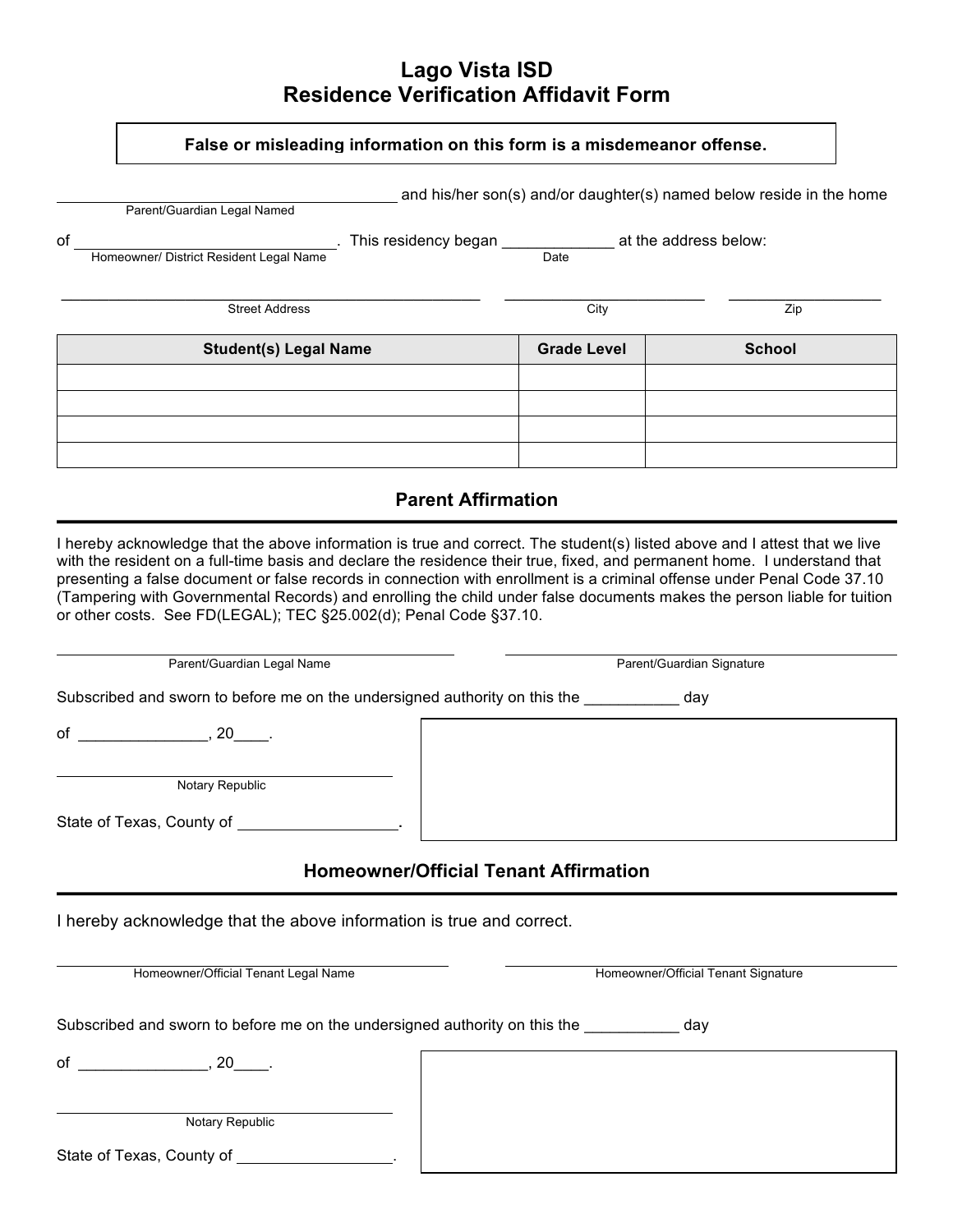# Lago Vista ISD
# Residence Verification Affidavit Form

**False or misleading information on this form is a misdemeanor offense.**

_________________________________ and his/her son(s) and/or daughter(s) named below reside in the home
Parent/Guardian Legal Named

of ___________________________. This residency began _____________ at the address below:
Homeowner/ District Resident Legal Name — Date

_____________________________________________ _______________________ __________________
Street Address — City — Zip

| Student(s) Legal Name | Grade Level | School |
|---|---|---|
| | | |
| | | |
| | | |
| | | |

## Parent Affirmation

I hereby acknowledge that the above information is true and correct. The student(s) listed above and I attest that we live with the resident on a full-time basis and declare the residence their true, fixed, and permanent home. I understand that presenting a false document or false records in connection with enrollment is a criminal offense under Penal Code 37.10 (Tampering with Governmental Records) and enrolling the child under false documents makes the person liable for tuition or other costs. See FD(LEGAL); TEC §25.002(d); Penal Code §37.10.

_________________________________ _________________________________
Parent/Guardian Legal Name — Parent/Guardian Signature

Subscribed and sworn to before me on the undersigned authority on this the ___________ day

of _______________, 20____.

_________________________________
Notary Republic

State of Texas, County of __________________.

## Homeowner/Official Tenant Affirmation

I hereby acknowledge that the above information is true and correct.

_________________________________ _________________________________
Homeowner/Official Tenant Legal Name — Homeowner/Official Tenant Signature

Subscribed and sworn to before me on the undersigned authority on this the ___________ day

of _______________, 20____.

_________________________________
Notary Republic

State of Texas, County of __________________.